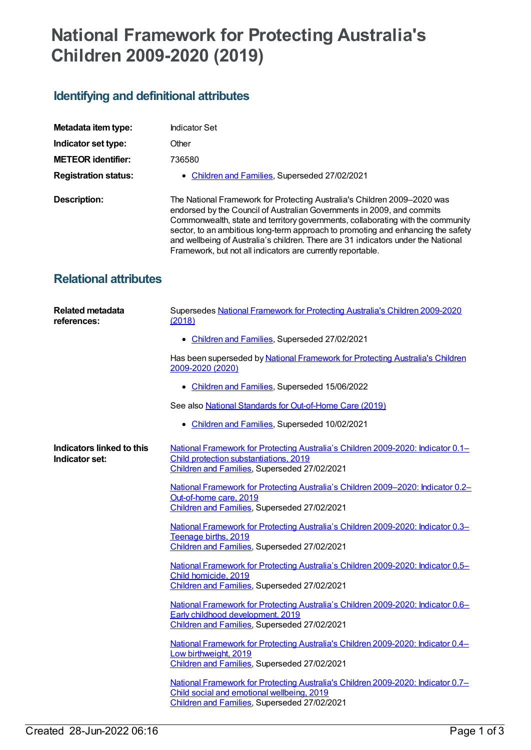# National Framework for Protecting Australia's Children 2009-2020 (2019)

## Identifying and definitional attributes

| | |
|---|---|
| **Metadata item type:** | Indicator Set |
| **Indicator set type:** | Other |
| **METEOR identifier:** | 736580 |
| **Registration status:** | • Children and Families, Superseded 27/02/2021 |
| **Description:** | The National Framework for Protecting Australia's Children 2009–2020 was endorsed by the Council of Australian Governments in 2009, and commits Commonwealth, state and territory governments, collaborating with the community sector, to an ambitious long-term approach to promoting and enhancing the safety and wellbeing of Australia's children. There are 31 indicators under the National Framework, but not all indicators are currently reportable. |

## Relational attributes

**Related metadata references:**

Supersedes National Framework for Protecting Australia's Children 2009-2020 (2018)

- Children and Families, Superseded 27/02/2021

Has been superseded by National Framework for Protecting Australia's Children 2009-2020 (2020)

- Children and Families, Superseded 15/06/2022

See also National Standards for Out-of-Home Care (2019)

- Children and Families, Superseded 10/02/2021

**Indicators linked to this Indicator set:**

National Framework for Protecting Australia's Children 2009-2020: Indicator 0.1–Child protection substantiations, 2019
Children and Families, Superseded 27/02/2021

National Framework for Protecting Australia's Children 2009–2020: Indicator 0.2–Out-of-home care, 2019
Children and Families, Superseded 27/02/2021

National Framework for Protecting Australia's Children 2009-2020: Indicator 0.3–Teenage births, 2019
Children and Families, Superseded 27/02/2021

National Framework for Protecting Australia's Children 2009-2020: Indicator 0.5–Child homicide, 2019
Children and Families, Superseded 27/02/2021

National Framework for Protecting Australia's Children 2009-2020: Indicator 0.6–Early childhood development, 2019
Children and Families, Superseded 27/02/2021

National Framework for Protecting Australia's Children 2009-2020: Indicator 0.4–Low birthweight, 2019
Children and Families, Superseded 27/02/2021

National Framework for Protecting Australia's Children 2009-2020: Indicator 0.7–Child social and emotional wellbeing, 2019
Children and Families, Superseded 27/02/2021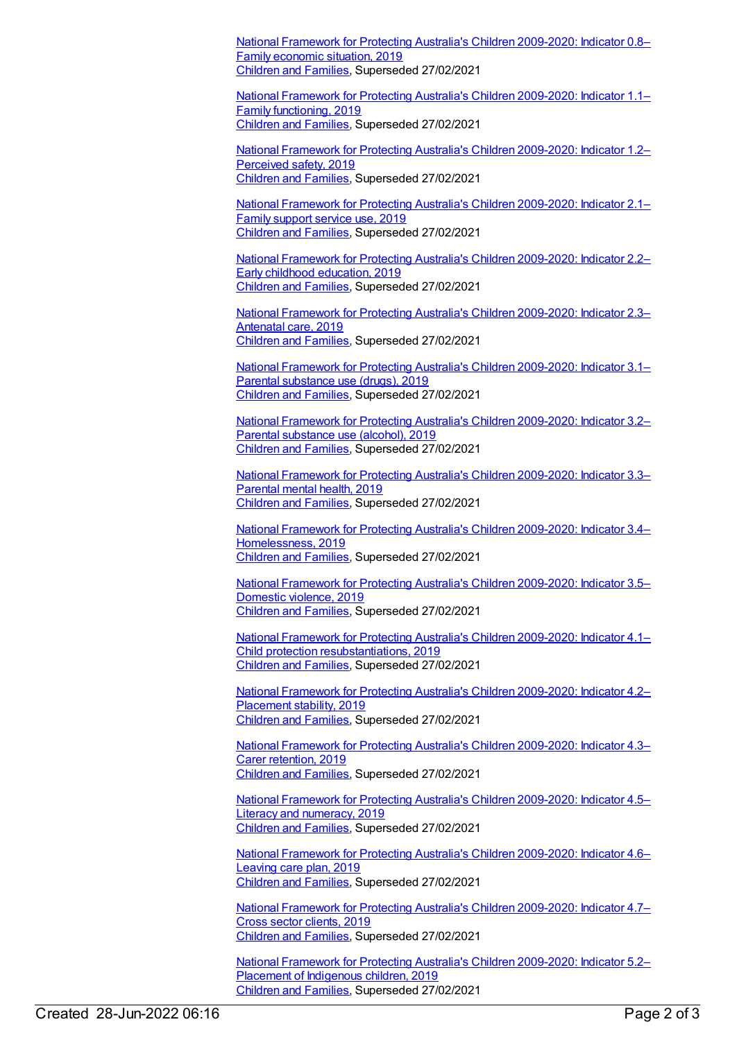National Framework for Protecting Australia's Children 2009-2020: Indicator 0.8–Family economic situation, 2019
Children and Families, Superseded 27/02/2021

National Framework for Protecting Australia's Children 2009-2020: Indicator 1.1–Family functioning, 2019
Children and Families, Superseded 27/02/2021

National Framework for Protecting Australia's Children 2009-2020: Indicator 1.2–Perceived safety, 2019
Children and Families, Superseded 27/02/2021

National Framework for Protecting Australia's Children 2009-2020: Indicator 2.1–Family support service use, 2019
Children and Families, Superseded 27/02/2021

National Framework for Protecting Australia's Children 2009-2020: Indicator 2.2–Early childhood education, 2019
Children and Families, Superseded 27/02/2021

National Framework for Protecting Australia's Children 2009-2020: Indicator 2.3–Antenatal care, 2019
Children and Families, Superseded 27/02/2021

National Framework for Protecting Australia's Children 2009-2020: Indicator 3.1–Parental substance use (drugs), 2019
Children and Families, Superseded 27/02/2021

National Framework for Protecting Australia's Children 2009-2020: Indicator 3.2–Parental substance use (alcohol), 2019
Children and Families, Superseded 27/02/2021

National Framework for Protecting Australia's Children 2009-2020: Indicator 3.3–Parental mental health, 2019
Children and Families, Superseded 27/02/2021

National Framework for Protecting Australia's Children 2009-2020: Indicator 3.4–Homelessness, 2019
Children and Families, Superseded 27/02/2021

National Framework for Protecting Australia's Children 2009-2020: Indicator 3.5–Domestic violence, 2019
Children and Families, Superseded 27/02/2021

National Framework for Protecting Australia's Children 2009-2020: Indicator 4.1–Child protection resubstantiations, 2019
Children and Families, Superseded 27/02/2021

National Framework for Protecting Australia's Children 2009-2020: Indicator 4.2–Placement stability, 2019
Children and Families, Superseded 27/02/2021

National Framework for Protecting Australia's Children 2009-2020: Indicator 4.3–Carer retention, 2019
Children and Families, Superseded 27/02/2021

National Framework for Protecting Australia's Children 2009-2020: Indicator 4.5–Literacy and numeracy, 2019
Children and Families, Superseded 27/02/2021

National Framework for Protecting Australia's Children 2009-2020: Indicator 4.6–Leaving care plan, 2019
Children and Families, Superseded 27/02/2021

National Framework for Protecting Australia's Children 2009-2020: Indicator 4.7–Cross sector clients, 2019
Children and Families, Superseded 27/02/2021

National Framework for Protecting Australia's Children 2009-2020: Indicator 5.2–Placement of Indigenous children, 2019
Children and Families, Superseded 27/02/2021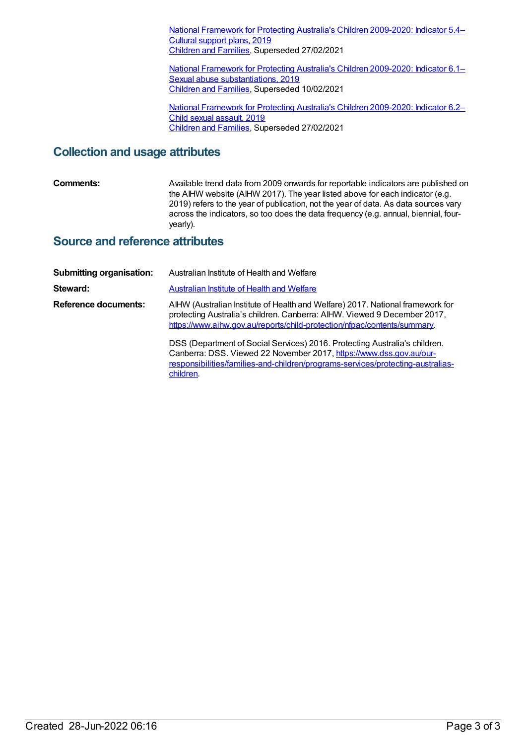[National Framework for Protecting Australia's Children 2009-2020: Indicator 5.4–Cultural support plans, 2019](#)
[Children and Families](#), Superseded 27/02/2021

[National Framework for Protecting Australia's Children 2009-2020: Indicator 6.1–Sexual abuse substantiations, 2019](#)
[Children and Families](#), Superseded 10/02/2021

[National Framework for Protecting Australia's Children 2009-2020: Indicator 6.2–Child sexual assault, 2019](#)
[Children and Families](#), Superseded 27/02/2021

## Collection and usage attributes

**Comments:** Available trend data from 2009 onwards for reportable indicators are published on the AIHW website (AIHW 2017). The year listed above for each indicator (e.g. 2019) refers to the year of publication, not the year of data. As data sources vary across the indicators, so too does the data frequency (e.g. annual, biennial, four-yearly).

## Source and reference attributes

**Submitting organisation:** Australian Institute of Health and Welfare

**Steward:** [Australian Institute of Health and Welfare](#)

**Reference documents:** AIHW (Australian Institute of Health and Welfare) 2017. National framework for protecting Australia's children. Canberra: AIHW. Viewed 9 December 2017, https://www.aihw.gov.au/reports/child-protection/nfpac/contents/summary.

DSS (Department of Social Services) 2016. Protecting Australia's children. Canberra: DSS. Viewed 22 November 2017, https://www.dss.gov.au/our-responsibilities/families-and-children/programs-services/protecting-australias-children.